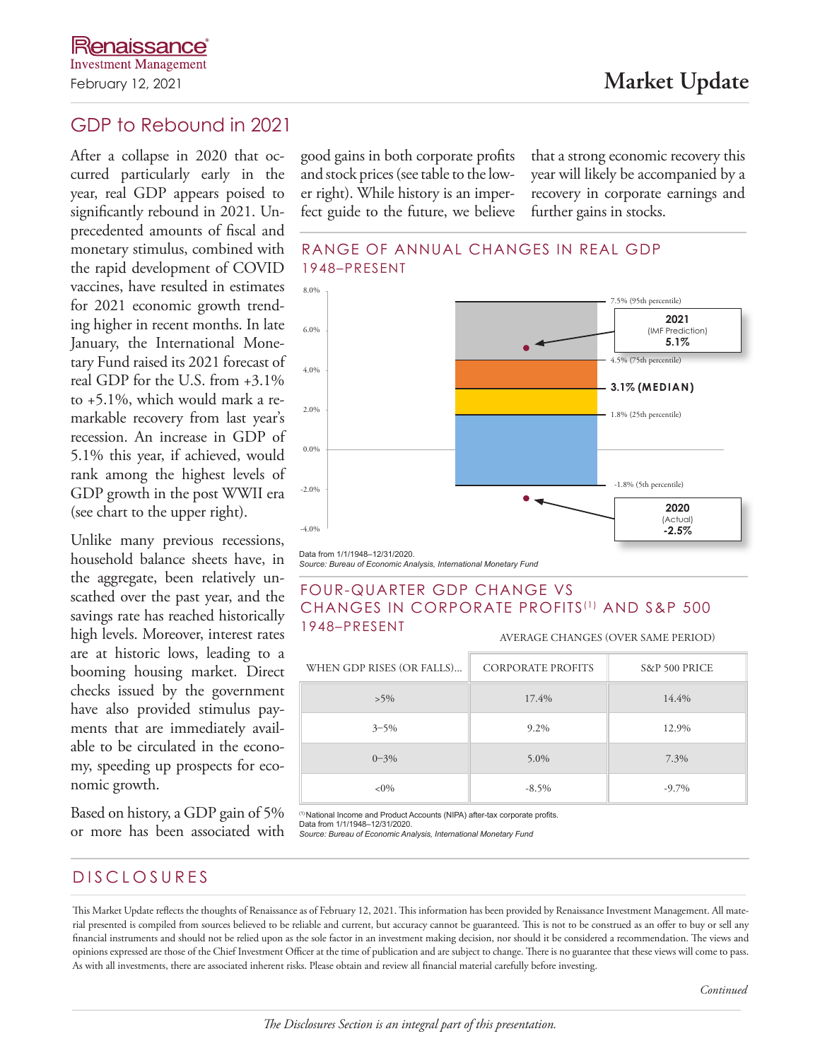Renaissance Investment Management

February 12, 2021

# Market Update

## GDP to Rebound in 2021

After a collapse in 2020 that occurred particularly early in the year, real GDP appears poised to significantly rebound in 2021. Unprecedented amounts of fiscal and monetary stimulus, combined with the rapid development of COVID vaccines, have resulted in estimates for 2021 economic growth trending higher in recent months. In late January, the International Monetary Fund raised its 2021 forecast of real GDP for the U.S. from +3.1% to +5.1%, which would mark a remarkable recovery from last year's recession. An increase in GDP of 5.1% this year, if achieved, would rank among the highest levels of GDP growth in the post WWII era (see chart to the upper right).

Unlike many previous recessions, household balance sheets have, in the aggregate, been relatively unscathed over the past year, and the savings rate has reached historically high levels. Moreover, interest rates are at historic lows, leading to a booming housing market. Direct checks issued by the government have also provided stimulus payments that are immediately available to be circulated in the economy, speeding up prospects for economic growth.

Based on history, a GDP gain of 5% or more has been associated with good gains in both corporate profits and stock prices (see table to the lower right). While history is an imperfect guide to the future, we believe that a strong economic recovery this year will likely be accompanied by a recovery in corporate earnings and further gains in stocks.

### RANGE OF ANNUAL CHANGES IN REAL GDP 1948–PRESENT

- 7.5% (95th percentile)
- 2021 (IMF Prediction) 5.1%
- 4.5% (75th percentile)
- 3.1% (MEDIAN)
- 1.8% (25th percentile)
- -1.8% (5th percentile)
- 2020 (Actual) -2.5%

Data from 1/1/1948–12/31/2020.
*Source: Bureau of Economic Analysis, International Monetary Fund*

### FOUR-QUARTER GDP CHANGE VS CHANGES IN CORPORATE PROFITS[1] AND S&P 500 1948–PRESENT

| | AVERAGE CHANGES (OVER SAME PERIOD) | |
|---|---|---|
| WHEN GDP RISES (OR FALLS)... | CORPORATE PROFITS | S&P 500 PRICE |
| >5% | 17.4% | 14.4% |
| 3–5% | 9.2% | 12.9% |
| 0–3% | 5.0% | 7.3% |
| <0% | -8.5% | -9.7% |

[1] National Income and Product Accounts (NIPA) after-tax corporate profits.
Data from 1/1/1948–12/31/2020.
*Source: Bureau of Economic Analysis, International Monetary Fund*

## DISCLOSURES

This Market Update reflects the thoughts of Renaissance as of February 12, 2021. This information has been provided by Renaissance Investment Management. All material presented is compiled from sources believed to be reliable and current, but accuracy cannot be guaranteed. This is not to be construed as an offer to buy or sell any financial instruments and should not be relied upon as the sole factor in an investment making decision, nor should it be considered a recommendation. The views and opinions expressed are those of the Chief Investment Officer at the time of publication and are subject to change. There is no guarantee that these views will come to pass. As with all investments, there are associated inherent risks. Please obtain and review all financial material carefully before investing.

*Continued*

*The Disclosures Section is an integral part of this presentation.*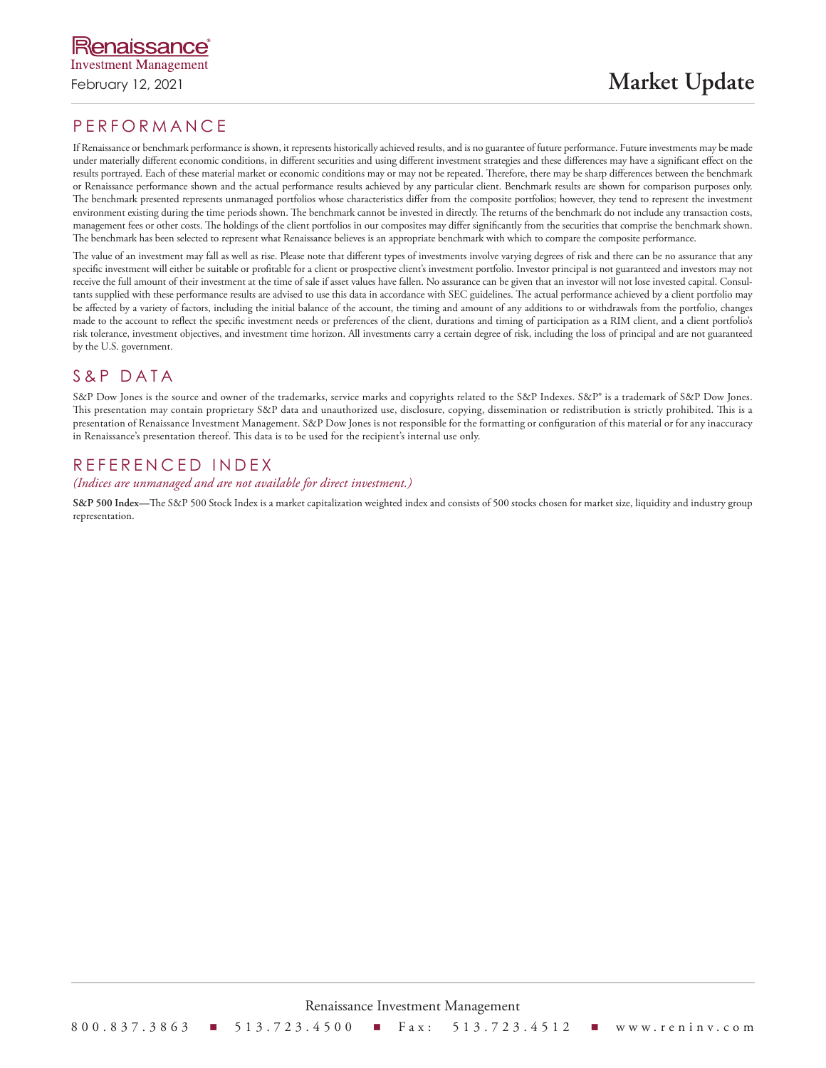## PERFORMANCE

If Renaissance or benchmark performance is shown, it represents historically achieved results, and is no guarantee of future performance. Future investments may be made under materially different economic conditions, in different securities and using different investment strategies and these differences may have a significant effect on the results portrayed. Each of these material market or economic conditions may or may not be repeated. Therefore, there may be sharp differences between the benchmark or Renaissance performance shown and the actual performance results achieved by any particular client. Benchmark results are shown for comparison purposes only. The benchmark presented represents unmanaged portfolios whose characteristics differ from the composite portfolios; however, they tend to represent the investment environment existing during the time periods shown. The benchmark cannot be invested in directly. The returns of the benchmark do not include any transaction costs, management fees or other costs. The holdings of the client portfolios in our composites may differ significantly from the securities that comprise the benchmark shown. The benchmark has been selected to represent what Renaissance believes is an appropriate benchmark with which to compare the composite performance.

The value of an investment may fall as well as rise. Please note that different types of investments involve varying degrees of risk and there can be no assurance that any specific investment will either be suitable or profitable for a client or prospective client's investment portfolio. Investor principal is not guaranteed and investors may not receive the full amount of their investment at the time of sale if asset values have fallen. No assurance can be given that an investor will not lose invested capital. Consultants supplied with these performance results are advised to use this data in accordance with SEC guidelines. The actual performance achieved by a client portfolio may be affected by a variety of factors, including the initial balance of the account, the timing and amount of any additions to or withdrawals from the portfolio, changes made to the account to reflect the specific investment needs or preferences of the client, durations and timing of participation as a RIM client, and a client portfolio's risk tolerance, investment objectives, and investment time horizon. All investments carry a certain degree of risk, including the loss of principal and are not guaranteed by the U.S. government.

## S&P DATA

S&P Dow Jones is the source and owner of the trademarks, service marks and copyrights related to the S&P Indexes. S&P® is a trademark of S&P Dow Jones. This presentation may contain proprietary S&P data and unauthorized use, disclosure, copying, dissemination or redistribution is strictly prohibited. This is a presentation of Renaissance Investment Management. S&P Dow Jones is not responsible for the formatting or configuration of this material or for any inaccuracy in Renaissance's presentation thereof. This data is to be used for the recipient's internal use only.

## REFERENCED INDEX

*(Indices are unmanaged and are not available for direct investment.)*

**S&P 500 Index**—The S&P 500 Stock Index is a market capitalization weighted index and consists of 500 stocks chosen for market size, liquidity and industry group representation.

Renaissance Investment Management

800.837.3863 ■ 513.723.4500 ■ Fax: 513.723.4512 ■ www.reninv.com